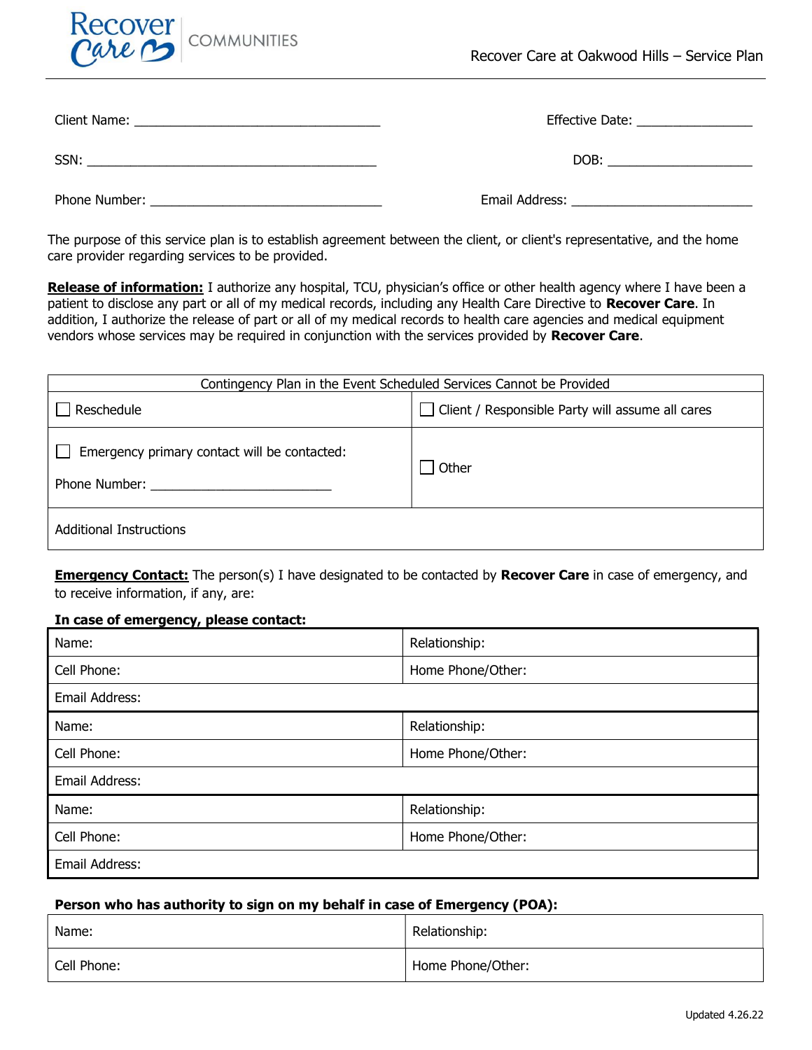Recover Care COMMUNITIES

Recover Care at Oakwood Hills – Service Plan

Client Name: ________________________________ Effective Date: ________________

SSN: ________________________________________ DOB: ____________________

Phone Number: ______________________________ Email Address: _________________________

The purpose of this service plan is to establish agreement between the client, or client's representative, and the home care provider regarding services to be provided.

**Release of information:** I authorize any hospital, TCU, physician's office or other health agency where I have been a patient to disclose any part or all of my medical records, including any Health Care Directive to **Recover Care**. In addition, I authorize the release of part or all of my medical records to health care agencies and medical equipment vendors whose services may be required in conjunction with the services provided by **Recover Care**.

| Contingency Plan in the Event Scheduled Services Cannot be Provided | |
|---|---|
| ☐ Reschedule | ☐ Client / Responsible Party will assume all cares |
| ☐ Emergency primary contact will be contacted: Phone Number: ________________________ | ☐ Other |
| Additional Instructions | |

**Emergency Contact:** The person(s) I have designated to be contacted by **Recover Care** in case of emergency, and to receive information, if any, are:

**In case of emergency, please contact:**

| Name: | Relationship: |
|---|---|
| Cell Phone: | Home Phone/Other: |
| Email Address: | |
| Name: | Relationship: |
| Cell Phone: | Home Phone/Other: |
| Email Address: | |
| Name: | Relationship: |
| Cell Phone: | Home Phone/Other: |
| Email Address: | |

**Person who has authority to sign on my behalf in case of Emergency (POA):**

| Name: | Relationship: |
|---|---|
| Cell Phone: | Home Phone/Other: |

Updated 4.26.22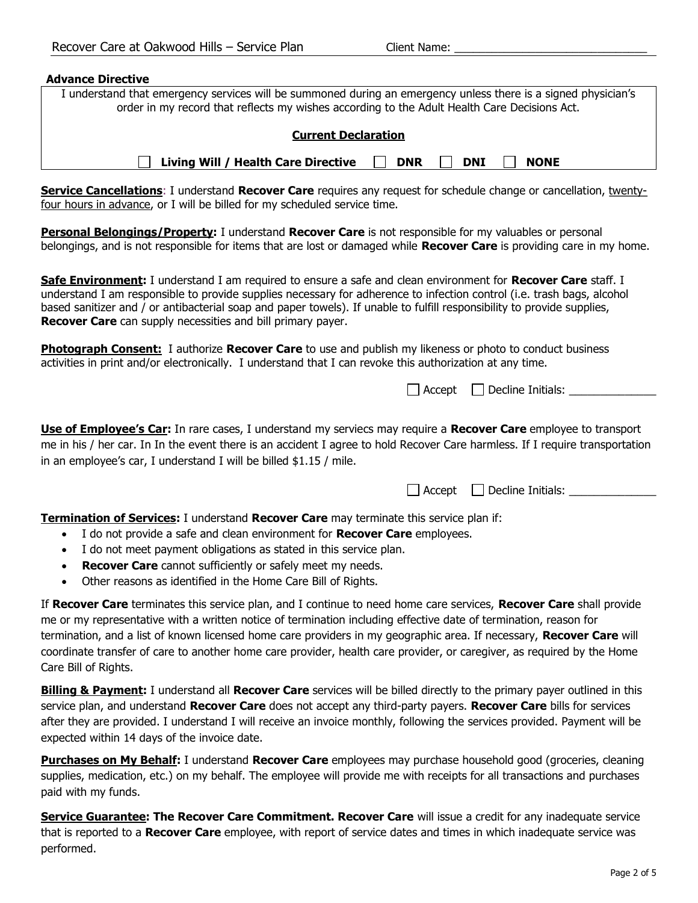**Advance Directive**

I understand that emergency services will be summoned during an emergency unless there is a signed physician's order in my record that reflects my wishes according to the Adult Health Care Decisions Act.

**Current Declaration**

☐ **Living Will / Health Care Directive** ☐ **DNR** ☐ **DNI** ☐ **NONE**

**Service Cancellations**: I understand **Recover Care** requires any request for schedule change or cancellation, twenty-four hours in advance, or I will be billed for my scheduled service time.

**Personal Belongings/Property:** I understand **Recover Care** is not responsible for my valuables or personal belongings, and is not responsible for items that are lost or damaged while **Recover Care** is providing care in my home.

**Safe Environment:** I understand I am required to ensure a safe and clean environment for **Recover Care** staff. I understand I am responsible to provide supplies necessary for adherence to infection control (i.e. trash bags, alcohol based sanitizer and / or antibacterial soap and paper towels). If unable to fulfill responsibility to provide supplies, **Recover Care** can supply necessities and bill primary payer.

**Photograph Consent:** I authorize **Recover Care** to use and publish my likeness or photo to conduct business activities in print and/or electronically. I understand that I can revoke this authorization at any time.

☐ Accept ☐ Decline Initials: ______________

**Use of Employee's Car:** In rare cases, I understand my serviecs may require a **Recover Care** employee to transport me in his / her car. In In the event there is an accident I agree to hold Recover Care harmless. If I require transportation in an employee's car, I understand I will be billed $1.15 / mile.

☐ Accept ☐ Decline Initials: ______________

**Termination of Services:** I understand **Recover Care** may terminate this service plan if:

- I do not provide a safe and clean environment for **Recover Care** employees.
- I do not meet payment obligations as stated in this service plan.
- **Recover Care** cannot sufficiently or safely meet my needs.
- Other reasons as identified in the Home Care Bill of Rights.

If **Recover Care** terminates this service plan, and I continue to need home care services, **Recover Care** shall provide me or my representative with a written notice of termination including effective date of termination, reason for termination, and a list of known licensed home care providers in my geographic area. If necessary, **Recover Care** will coordinate transfer of care to another home care provider, health care provider, or caregiver, as required by the Home Care Bill of Rights.

**Billing & Payment:** I understand all **Recover Care** services will be billed directly to the primary payer outlined in this service plan, and understand **Recover Care** does not accept any third-party payers. **Recover Care** bills for services after they are provided. I understand I will receive an invoice monthly, following the services provided. Payment will be expected within 14 days of the invoice date.

**Purchases on My Behalf:** I understand **Recover Care** employees may purchase household good (groceries, cleaning supplies, medication, etc.) on my behalf. The employee will provide me with receipts for all transactions and purchases paid with my funds.

**Service Guarantee: The Recover Care Commitment. Recover Care** will issue a credit for any inadequate service that is reported to a **Recover Care** employee, with report of service dates and times in which inadequate service was performed.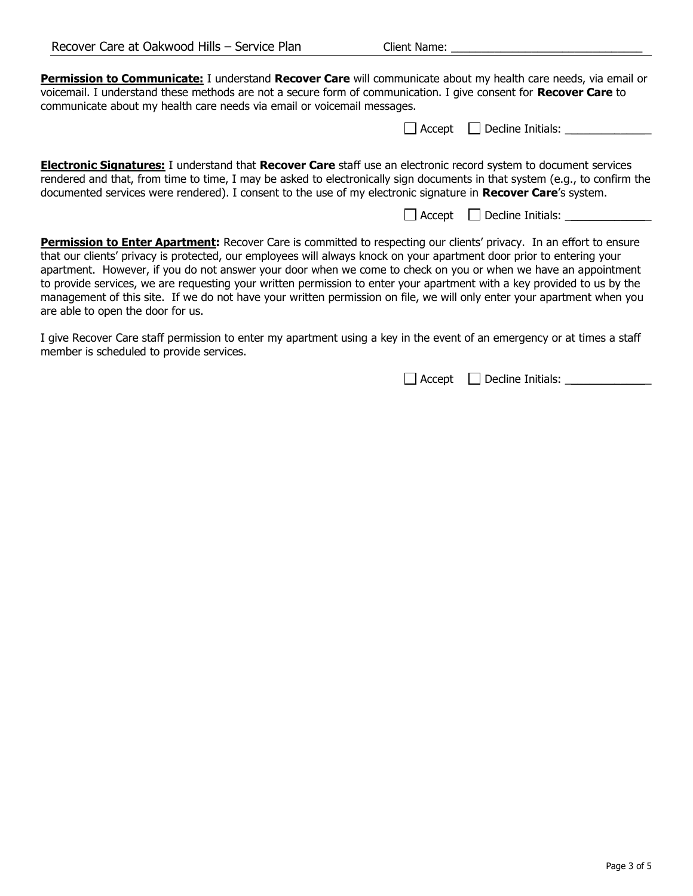**Permission to Communicate:** I understand **Recover Care** will communicate about my health care needs, via email or voicemail. I understand these methods are not a secure form of communication. I give consent for **Recover Care** to communicate about my health care needs via email or voicemail messages.

☐ Accept ☐ Decline Initials: ______________

**Electronic Signatures:** I understand that **Recover Care** staff use an electronic record system to document services rendered and that, from time to time, I may be asked to electronically sign documents in that system (e.g., to confirm the documented services were rendered). I consent to the use of my electronic signature in **Recover Care**'s system.

☐ Accept ☐ Decline Initials: ______________

**Permission to Enter Apartment:** Recover Care is committed to respecting our clients' privacy. In an effort to ensure that our clients' privacy is protected, our employees will always knock on your apartment door prior to entering your apartment. However, if you do not answer your door when we come to check on you or when we have an appointment to provide services, we are requesting your written permission to enter your apartment with a key provided to us by the management of this site. If we do not have your written permission on file, we will only enter your apartment when you are able to open the door for us.

I give Recover Care staff permission to enter my apartment using a key in the event of an emergency or at times a staff member is scheduled to provide services.

☐ Accept ☐ Decline Initials: ______________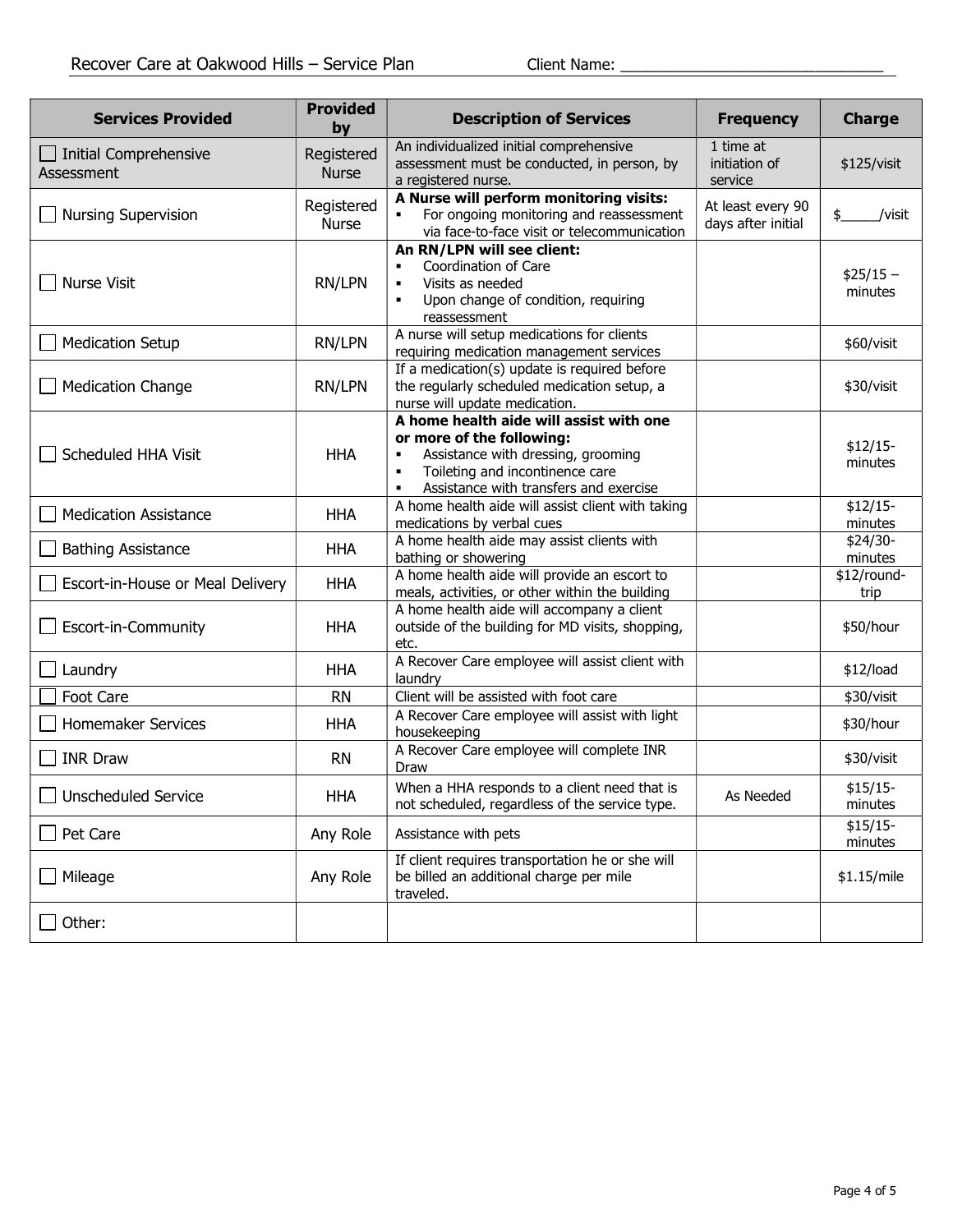Recover Care at Oakwood Hills – Service Plan    Client Name: ______________________________

| Services Provided | Provided by | Description of Services | Frequency | Charge |
|---|---|---|---|---|
| ☐ Initial Comprehensive Assessment | Registered Nurse | An individualized initial comprehensive assessment must be conducted, in person, by a registered nurse. | 1 time at initiation of service | $125/visit |
| ☐ Nursing Supervision | Registered Nurse | **A Nurse will perform monitoring visits:** <br>▪ For ongoing monitoring and reassessment via face-to-face visit or telecommunication | At least every 90 days after initial | $_____/visit |
| ☐ Nurse Visit | RN/LPN | **An RN/LPN will see client:** <br>▪ Coordination of Care <br>▪ Visits as needed <br>▪ Upon change of condition, requiring reassessment | | $25/15 – minutes |
| ☐ Medication Setup | RN/LPN | A nurse will setup medications for clients requiring medication management services | | $60/visit |
| ☐ Medication Change | RN/LPN | If a medication(s) update is required before the regularly scheduled medication setup, a nurse will update medication. | | $30/visit |
| ☐ Scheduled HHA Visit | HHA | **A home health aide will assist with one or more of the following:** <br>▪ Assistance with dressing, grooming <br>▪ Toileting and incontinence care <br>▪ Assistance with transfers and exercise | | $12/15-minutes |
| ☐ Medication Assistance | HHA | A home health aide will assist client with taking medications by verbal cues | | $12/15-minutes |
| ☐ Bathing Assistance | HHA | A home health aide may assist clients with bathing or showering | | $24/30-minutes |
| ☐ Escort-in-House or Meal Delivery | HHA | A home health aide will provide an escort to meals, activities, or other within the building | | $12/round-trip |
| ☐ Escort-in-Community | HHA | A home health aide will accompany a client outside of the building for MD visits, shopping, etc. | | $50/hour |
| ☐ Laundry | HHA | A Recover Care employee will assist client with laundry | | $12/load |
| ☐ Foot Care | RN | Client will be assisted with foot care | | $30/visit |
| ☐ Homemaker Services | HHA | A Recover Care employee will assist with light housekeeping | | $30/hour |
| ☐ INR Draw | RN | A Recover Care employee will complete INR Draw | | $30/visit |
| ☐ Unscheduled Service | HHA | When a HHA responds to a client need that is not scheduled, regardless of the service type. | As Needed | $15/15-minutes |
| ☐ Pet Care | Any Role | Assistance with pets | | $15/15-minutes |
| ☐ Mileage | Any Role | If client requires transportation he or she will be billed an additional charge per mile traveled. | | $1.15/mile |
| ☐ Other: | | | | |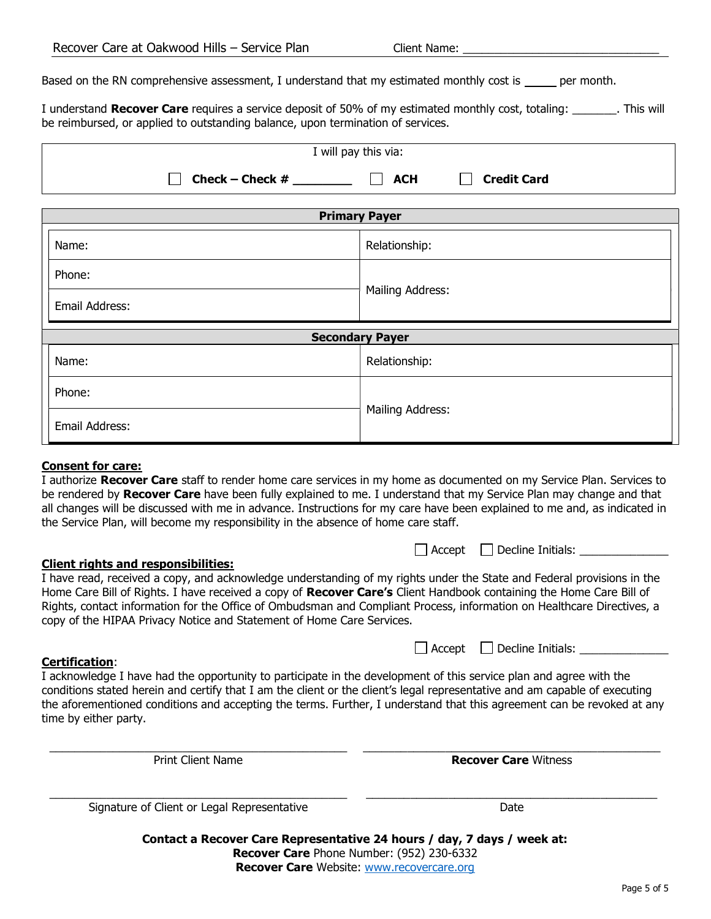Based on the RN comprehensive assessment, I understand that my estimated monthly cost is _____ per month.

I understand **Recover Care** requires a service deposit of 50% of my estimated monthly cost, totaling: _______. This will be reimbursed, or applied to outstanding balance, upon termination of services.

I will pay this via:

☐ **Check – Check # _________** ☐ **ACH** ☐ **Credit Card**

| **Primary Payer** | |
|---|---|
| Name: | Relationship: |
| Phone: | Mailing Address: |
| Email Address: | |

| **Secondary Payer** | |
|---|---|
| Name: | Relationship: |
| Phone: | Mailing Address: |
| Email Address: | |

**Consent for care:**
I authorize **Recover Care** staff to render home care services in my home as documented on my Service Plan. Services to be rendered by **Recover Care** have been fully explained to me. I understand that my Service Plan may change and that all changes will be discussed with me in advance. Instructions for my care have been explained to me and, as indicated in the Service Plan, will become my responsibility in the absence of home care staff.

☐ Accept ☐ Decline Initials: ______________

**Client rights and responsibilities:**
I have read, received a copy, and acknowledge understanding of my rights under the State and Federal provisions in the Home Care Bill of Rights. I have received a copy of **Recover Care's** Client Handbook containing the Home Care Bill of Rights, contact information for the Office of Ombudsman and Compliant Process, information on Healthcare Directives, a copy of the HIPAA Privacy Notice and Statement of Home Care Services.

☐ Accept ☐ Decline Initials: ______________

**Certification**:
I acknowledge I have had the opportunity to participate in the development of this service plan and agree with the conditions stated herein and certify that I am the client or the client's legal representative and am capable of executing the aforementioned conditions and accepting the terms. Further, I understand that this agreement can be revoked at any time by either party.

_____________________________________________ _____________________________________________
Print Client Name **Recover Care** Witness

_____________________________________________ _____________________________________________
Signature of Client or Legal Representative Date

**Contact a Recover Care Representative 24 hours / day, 7 days / week at:**
**Recover Care** Phone Number: (952) 230-6332
**Recover Care** Website: www.recovercare.org